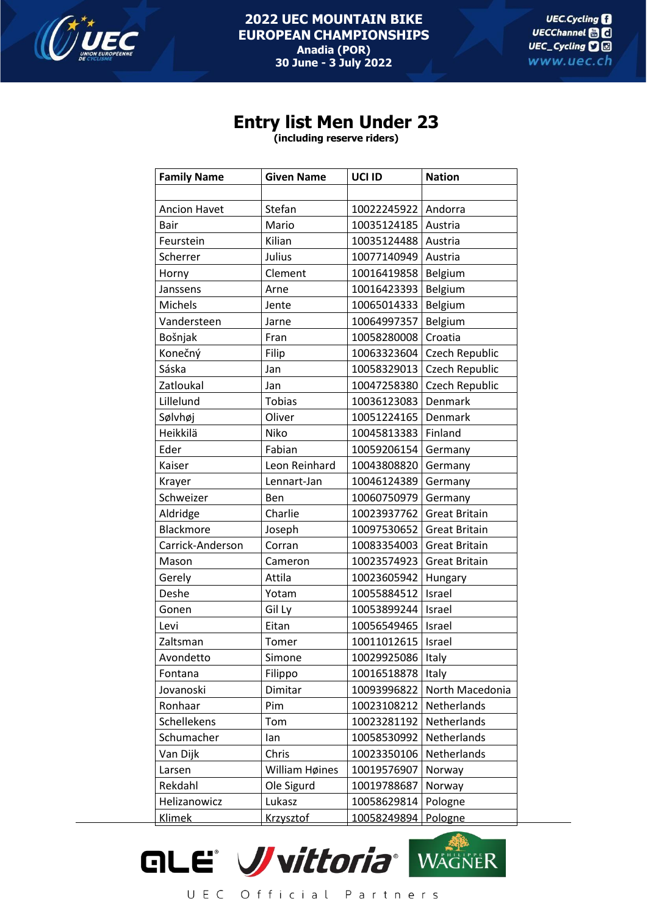# 2022 UEC MOUNTAIN BIKE EUROPEAN CHAMPIONSHIPS

**Anadia (POR)**
**30 June - 3 July 2022**

## Entry list Men Under 23

**(including reserve riders)**

| Family Name | Given Name | UCI ID | Nation |
|---|---|---|---|
| | | | |
| Ancion Havet | Stefan | 10022245922 | Andorra |
| Bair | Mario | 10035124185 | Austria |
| Feurstein | Kilian | 10035124488 | Austria |
| Scherrer | Julius | 10077140949 | Austria |
| Horny | Clement | 10016419858 | Belgium |
| Janssens | Arne | 10016423393 | Belgium |
| Michels | Jente | 10065014333 | Belgium |
| Vandersteen | Jarne | 10064997357 | Belgium |
| Bošnjak | Fran | 10058280008 | Croatia |
| Konečný | Filip | 10063323604 | Czech Republic |
| Sáska | Jan | 10058329013 | Czech Republic |
| Zatloukal | Jan | 10047258380 | Czech Republic |
| Lillelund | Tobias | 10036123083 | Denmark |
| Sølvhøj | Oliver | 10051224165 | Denmark |
| Heikkilä | Niko | 10045813383 | Finland |
| Eder | Fabian | 10059206154 | Germany |
| Kaiser | Leon Reinhard | 10043808820 | Germany |
| Krayer | Lennart-Jan | 10046124389 | Germany |
| Schweizer | Ben | 10060750979 | Germany |
| Aldridge | Charlie | 10023937762 | Great Britain |
| Blackmore | Joseph | 10097530652 | Great Britain |
| Carrick-Anderson | Corran | 10083354003 | Great Britain |
| Mason | Cameron | 10023574923 | Great Britain |
| Gerely | Attila | 10023605942 | Hungary |
| Deshe | Yotam | 10055884512 | Israel |
| Gonen | Gil Ly | 10053899244 | Israel |
| Levi | Eitan | 10056549465 | Israel |
| Zaltsman | Tomer | 10011012615 | Israel |
| Avondetto | Simone | 10029925086 | Italy |
| Fontana | Filippo | 10016518878 | Italy |
| Jovanoski | Dimitar | 10093996822 | North Macedonia |
| Ronhaar | Pim | 10023108212 | Netherlands |
| Schellekens | Tom | 10023281192 | Netherlands |
| Schumacher | Ian | 10058530992 | Netherlands |
| Van Dijk | Chris | 10023350106 | Netherlands |
| Larsen | William Høines | 10019576907 | Norway |
| Rekdahl | Ole Sigurd | 10019788687 | Norway |
| Helizanowicz | Lukasz | 10058629814 | Pologne |
| Klimek | Krzysztof | 10058249894 | Pologne |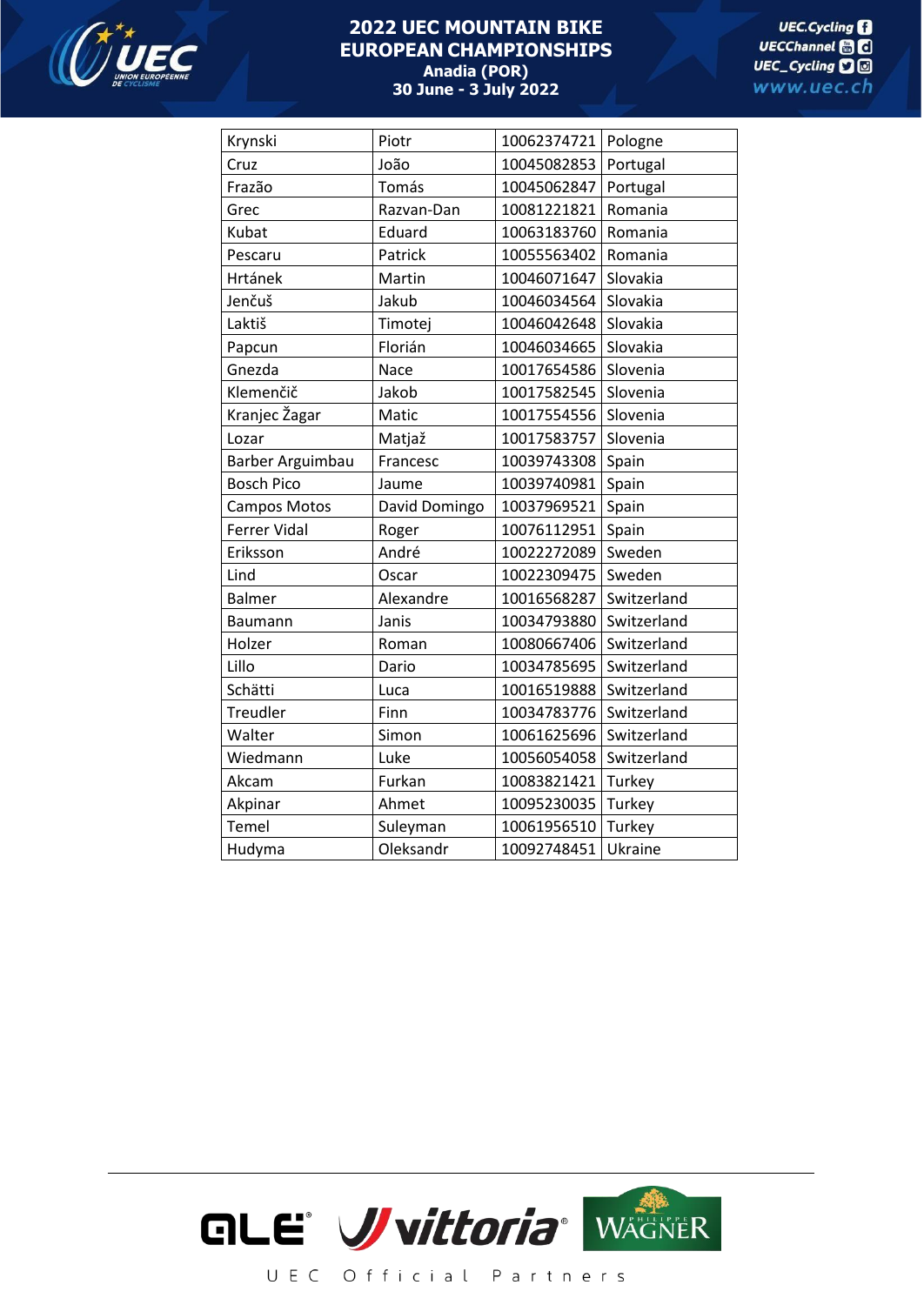| | | | |
|---|---|---|---|
| Krynski | Piotr | 10062374721 | Pologne |
| Cruz | João | 10045082853 | Portugal |
| Frazão | Tomás | 10045062847 | Portugal |
| Grec | Razvan-Dan | 10081221821 | Romania |
| Kubat | Eduard | 10063183760 | Romania |
| Pescaru | Patrick | 10055563402 | Romania |
| Hrtánek | Martin | 10046071647 | Slovakia |
| Jenčuš | Jakub | 10046034564 | Slovakia |
| Laktiš | Timotej | 10046042648 | Slovakia |
| Papcun | Florián | 10046034665 | Slovakia |
| Gnezda | Nace | 10017654586 | Slovenia |
| Klemenčič | Jakob | 10017582545 | Slovenia |
| Kranjec Žagar | Matic | 10017554556 | Slovenia |
| Lozar | Matjaž | 10017583757 | Slovenia |
| Barber Arguimbau | Francesc | 10039743308 | Spain |
| Bosch Pico | Jaume | 10039740981 | Spain |
| Campos Motos | David Domingo | 10037969521 | Spain |
| Ferrer Vidal | Roger | 10076112951 | Spain |
| Eriksson | André | 10022272089 | Sweden |
| Lind | Oscar | 10022309475 | Sweden |
| Balmer | Alexandre | 10016568287 | Switzerland |
| Baumann | Janis | 10034793880 | Switzerland |
| Holzer | Roman | 10080667406 | Switzerland |
| Lillo | Dario | 10034785695 | Switzerland |
| Schätti | Luca | 10016519888 | Switzerland |
| Treudler | Finn | 10034783776 | Switzerland |
| Walter | Simon | 10061625696 | Switzerland |
| Wiedmann | Luke | 10056054058 | Switzerland |
| Akcam | Furkan | 10083821421 | Turkey |
| Akpinar | Ahmet | 10095230035 | Turkey |
| Temel | Suleyman | 10061956510 | Turkey |
| Hudyma | Oleksandr | 10092748451 | Ukraine |